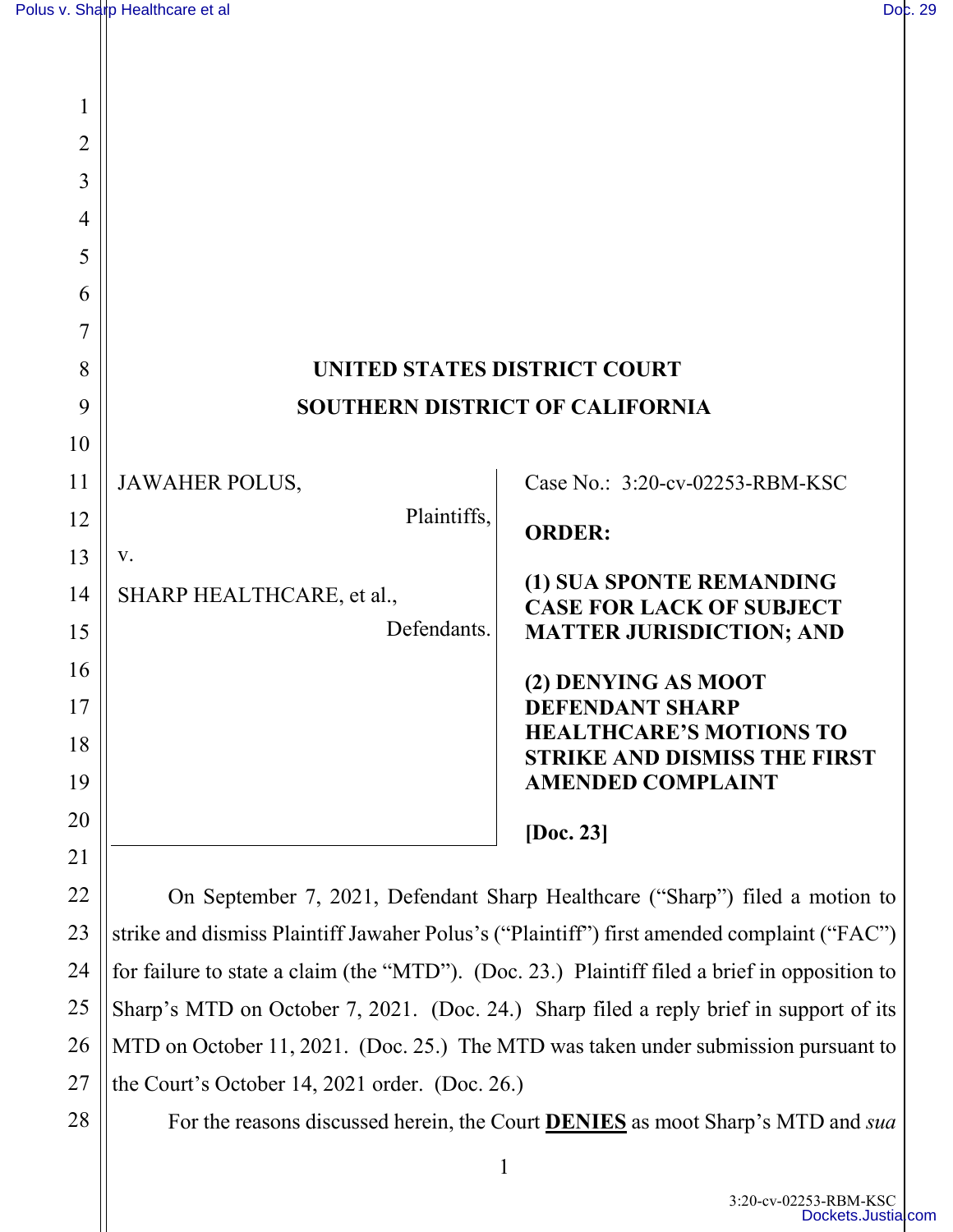# UNITED STATES DISTRICT COURT
## SOUTHERN DISTRICT OF CALIFORNIA

| | |
|---|---|
| JAWAHER POLUS, Plaintiffs, v. SHARP HEALTHCARE, et al., Defendants. | Case No.: 3:20-cv-02253-RBM-KSC **ORDER:** **(1) SUA SPONTE REMANDING CASE FOR LACK OF SUBJECT MATTER JURISDICTION; AND** **(2) DENYING AS MOOT DEFENDANT SHARP HEALTHCARE'S MOTIONS TO STRIKE AND DISMISS THE FIRST AMENDED COMPLAINT** **[Doc. 23]** |

On September 7, 2021, Defendant Sharp Healthcare ("Sharp") filed a motion to strike and dismiss Plaintiff Jawaher Polus's ("Plaintiff") first amended complaint ("FAC") for failure to state a claim (the "MTD"). (Doc. 23.) Plaintiff filed a brief in opposition to Sharp's MTD on October 7, 2021. (Doc. 24.) Sharp filed a reply brief in support of its MTD on October 11, 2021. (Doc. 25.) The MTD was taken under submission pursuant to the Court's October 14, 2021 order. (Doc. 26.)

For the reasons discussed herein, the Court **DENIES** as moot Sharp's MTD and *sua*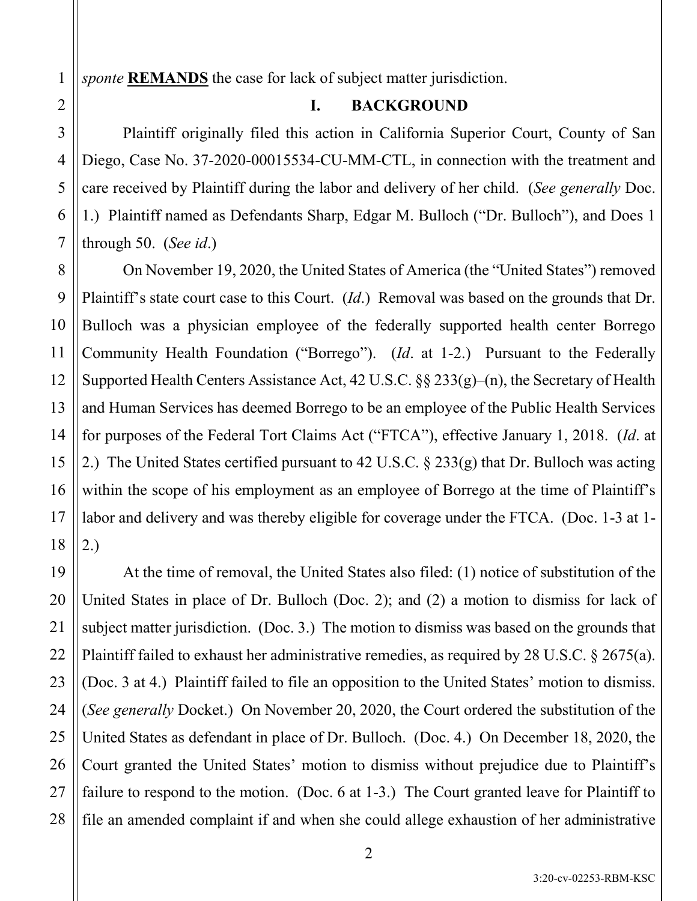*sponte* **REMANDS** the case for lack of subject matter jurisdiction.

## I. BACKGROUND

Plaintiff originally filed this action in California Superior Court, County of San Diego, Case No. 37-2020-00015534-CU-MM-CTL, in connection with the treatment and care received by Plaintiff during the labor and delivery of her child. (*See generally* Doc. 1.) Plaintiff named as Defendants Sharp, Edgar M. Bulloch ("Dr. Bulloch"), and Does 1 through 50. (*See id*.)

On November 19, 2020, the United States of America (the "United States") removed Plaintiff's state court case to this Court. (*Id*.) Removal was based on the grounds that Dr. Bulloch was a physician employee of the federally supported health center Borrego Community Health Foundation ("Borrego"). (*Id*. at 1-2.) Pursuant to the Federally Supported Health Centers Assistance Act, 42 U.S.C. §§ 233(g)–(n), the Secretary of Health and Human Services has deemed Borrego to be an employee of the Public Health Services for purposes of the Federal Tort Claims Act ("FTCA"), effective January 1, 2018. (*Id*. at 2.) The United States certified pursuant to 42 U.S.C. § 233(g) that Dr. Bulloch was acting within the scope of his employment as an employee of Borrego at the time of Plaintiff's labor and delivery and was thereby eligible for coverage under the FTCA. (Doc. 1-3 at 1-2.)

At the time of removal, the United States also filed: (1) notice of substitution of the United States in place of Dr. Bulloch (Doc. 2); and (2) a motion to dismiss for lack of subject matter jurisdiction. (Doc. 3.) The motion to dismiss was based on the grounds that Plaintiff failed to exhaust her administrative remedies, as required by 28 U.S.C. § 2675(a). (Doc. 3 at 4.) Plaintiff failed to file an opposition to the United States' motion to dismiss. (*See generally* Docket.) On November 20, 2020, the Court ordered the substitution of the United States as defendant in place of Dr. Bulloch. (Doc. 4.) On December 18, 2020, the Court granted the United States' motion to dismiss without prejudice due to Plaintiff's failure to respond to the motion. (Doc. 6 at 1-3.) The Court granted leave for Plaintiff to file an amended complaint if and when she could allege exhaustion of her administrative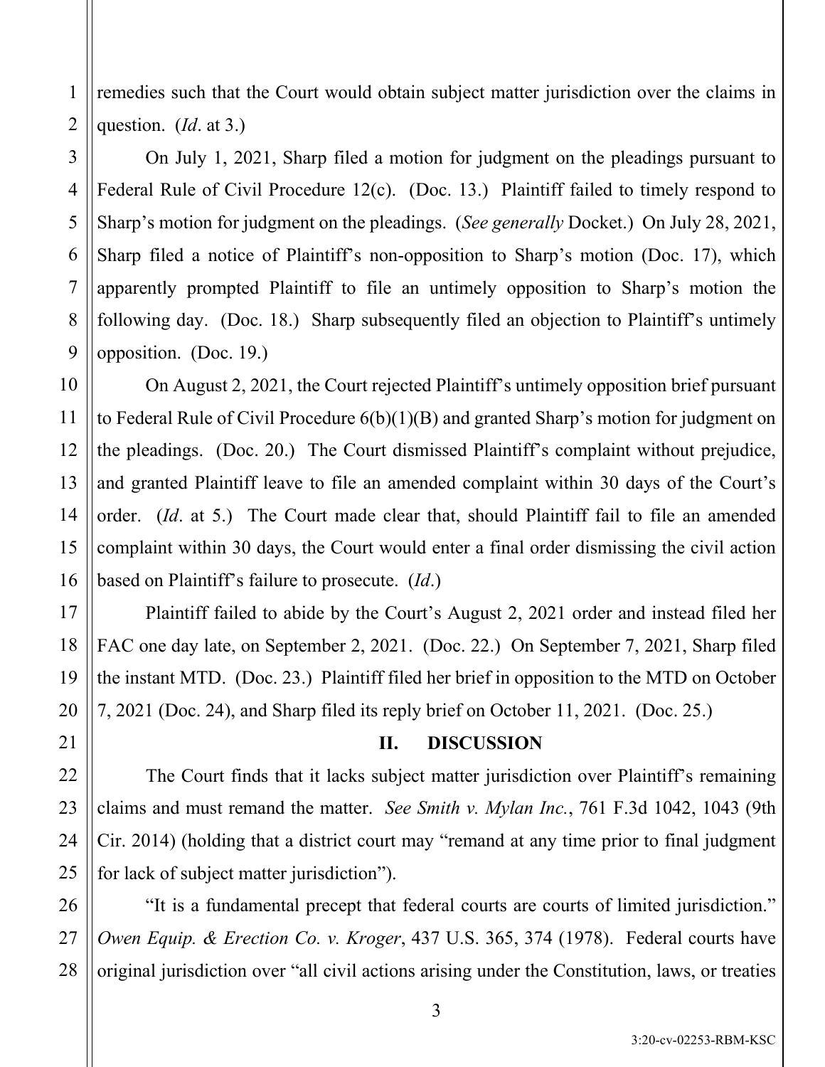remedies such that the Court would obtain subject matter jurisdiction over the claims in question. (*Id*. at 3.)

On July 1, 2021, Sharp filed a motion for judgment on the pleadings pursuant to Federal Rule of Civil Procedure 12(c). (Doc. 13.) Plaintiff failed to timely respond to Sharp's motion for judgment on the pleadings. (*See generally* Docket.) On July 28, 2021, Sharp filed a notice of Plaintiff's non-opposition to Sharp's motion (Doc. 17), which apparently prompted Plaintiff to file an untimely opposition to Sharp's motion the following day. (Doc. 18.) Sharp subsequently filed an objection to Plaintiff's untimely opposition. (Doc. 19.)

On August 2, 2021, the Court rejected Plaintiff's untimely opposition brief pursuant to Federal Rule of Civil Procedure 6(b)(1)(B) and granted Sharp's motion for judgment on the pleadings. (Doc. 20.) The Court dismissed Plaintiff's complaint without prejudice, and granted Plaintiff leave to file an amended complaint within 30 days of the Court's order. (*Id*. at 5.) The Court made clear that, should Plaintiff fail to file an amended complaint within 30 days, the Court would enter a final order dismissing the civil action based on Plaintiff's failure to prosecute. (*Id*.)

Plaintiff failed to abide by the Court's August 2, 2021 order and instead filed her FAC one day late, on September 2, 2021. (Doc. 22.) On September 7, 2021, Sharp filed the instant MTD. (Doc. 23.) Plaintiff filed her brief in opposition to the MTD on October 7, 2021 (Doc. 24), and Sharp filed its reply brief on October 11, 2021. (Doc. 25.)

## II. DISCUSSION

The Court finds that it lacks subject matter jurisdiction over Plaintiff's remaining claims and must remand the matter. *See Smith v. Mylan Inc.*, 761 F.3d 1042, 1043 (9th Cir. 2014) (holding that a district court may "remand at any time prior to final judgment for lack of subject matter jurisdiction").

"It is a fundamental precept that federal courts are courts of limited jurisdiction." *Owen Equip. & Erection Co. v. Kroger*, 437 U.S. 365, 374 (1978). Federal courts have original jurisdiction over "all civil actions arising under the Constitution, laws, or treaties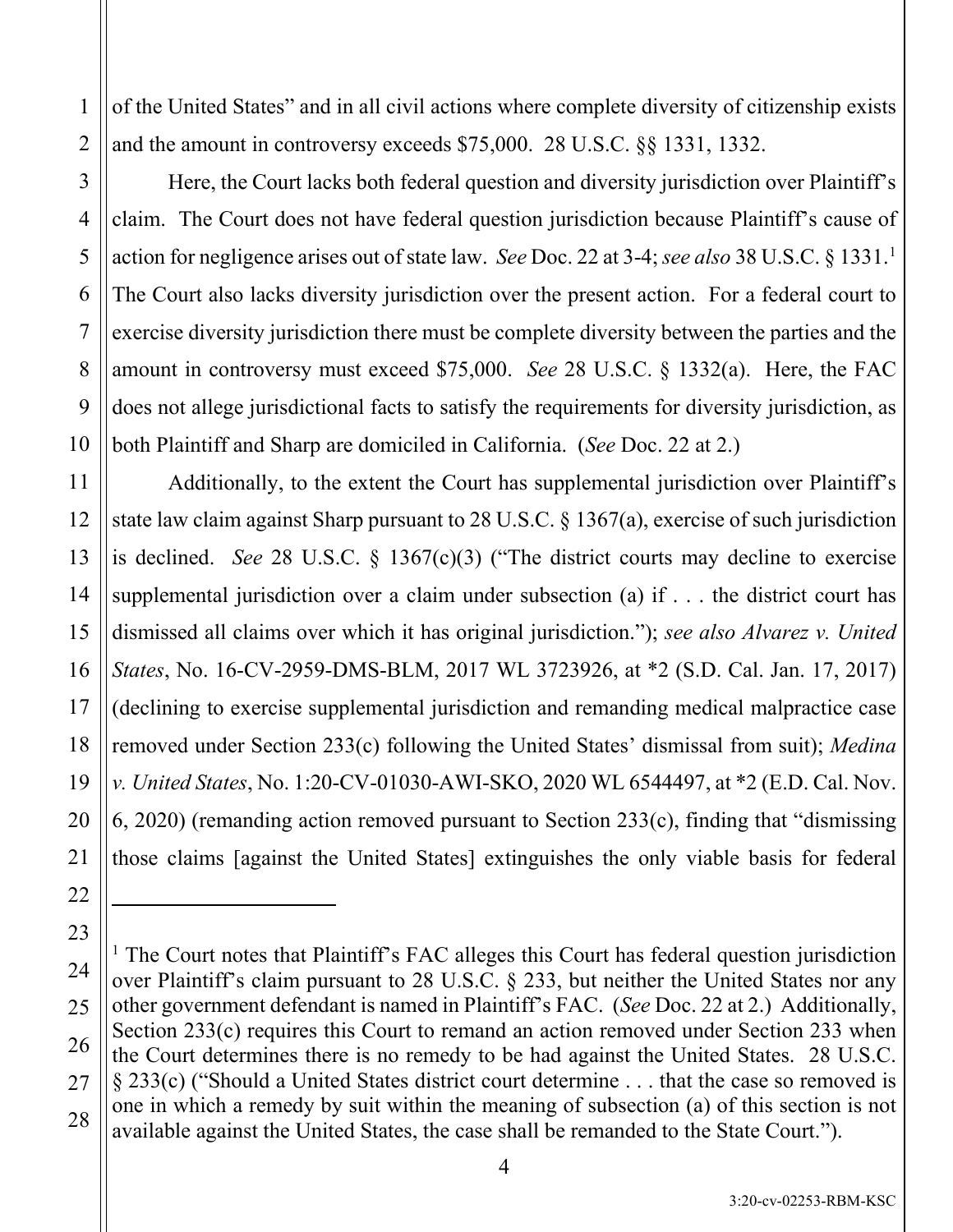of the United States" and in all civil actions where complete diversity of citizenship exists and the amount in controversy exceeds $75,000. 28 U.S.C. §§ 1331, 1332.

Here, the Court lacks both federal question and diversity jurisdiction over Plaintiff's claim. The Court does not have federal question jurisdiction because Plaintiff's cause of action for negligence arises out of state law. *See* Doc. 22 at 3-4; *see also* 38 U.S.C. § 1331.[1] The Court also lacks diversity jurisdiction over the present action. For a federal court to exercise diversity jurisdiction there must be complete diversity between the parties and the amount in controversy must exceed $75,000. *See* 28 U.S.C. § 1332(a). Here, the FAC does not allege jurisdictional facts to satisfy the requirements for diversity jurisdiction, as both Plaintiff and Sharp are domiciled in California. (*See* Doc. 22 at 2.)

Additionally, to the extent the Court has supplemental jurisdiction over Plaintiff's state law claim against Sharp pursuant to 28 U.S.C. § 1367(a), exercise of such jurisdiction is declined. *See* 28 U.S.C. § 1367(c)(3) ("The district courts may decline to exercise supplemental jurisdiction over a claim under subsection (a) if . . . the district court has dismissed all claims over which it has original jurisdiction."); *see also Alvarez v. United States*, No. 16-CV-2959-DMS-BLM, 2017 WL 3723926, at *2 (S.D. Cal. Jan. 17, 2017) (declining to exercise supplemental jurisdiction and remanding medical malpractice case removed under Section 233(c) following the United States' dismissal from suit); *Medina v. United States*, No. 1:20-CV-01030-AWI-SKO, 2020 WL 6544497, at *2 (E.D. Cal. Nov. 6, 2020) (remanding action removed pursuant to Section 233(c), finding that "dismissing those claims [against the United States] extinguishes the only viable basis for federal

---

[1] The Court notes that Plaintiff's FAC alleges this Court has federal question jurisdiction over Plaintiff's claim pursuant to 28 U.S.C. § 233, but neither the United States nor any other government defendant is named in Plaintiff's FAC. (*See* Doc. 22 at 2.) Additionally, Section 233(c) requires this Court to remand an action removed under Section 233 when the Court determines there is no remedy to be had against the United States. 28 U.S.C. § 233(c) ("Should a United States district court determine . . . that the case so removed is one in which a remedy by suit within the meaning of subsection (a) of this section is not available against the United States, the case shall be remanded to the State Court.").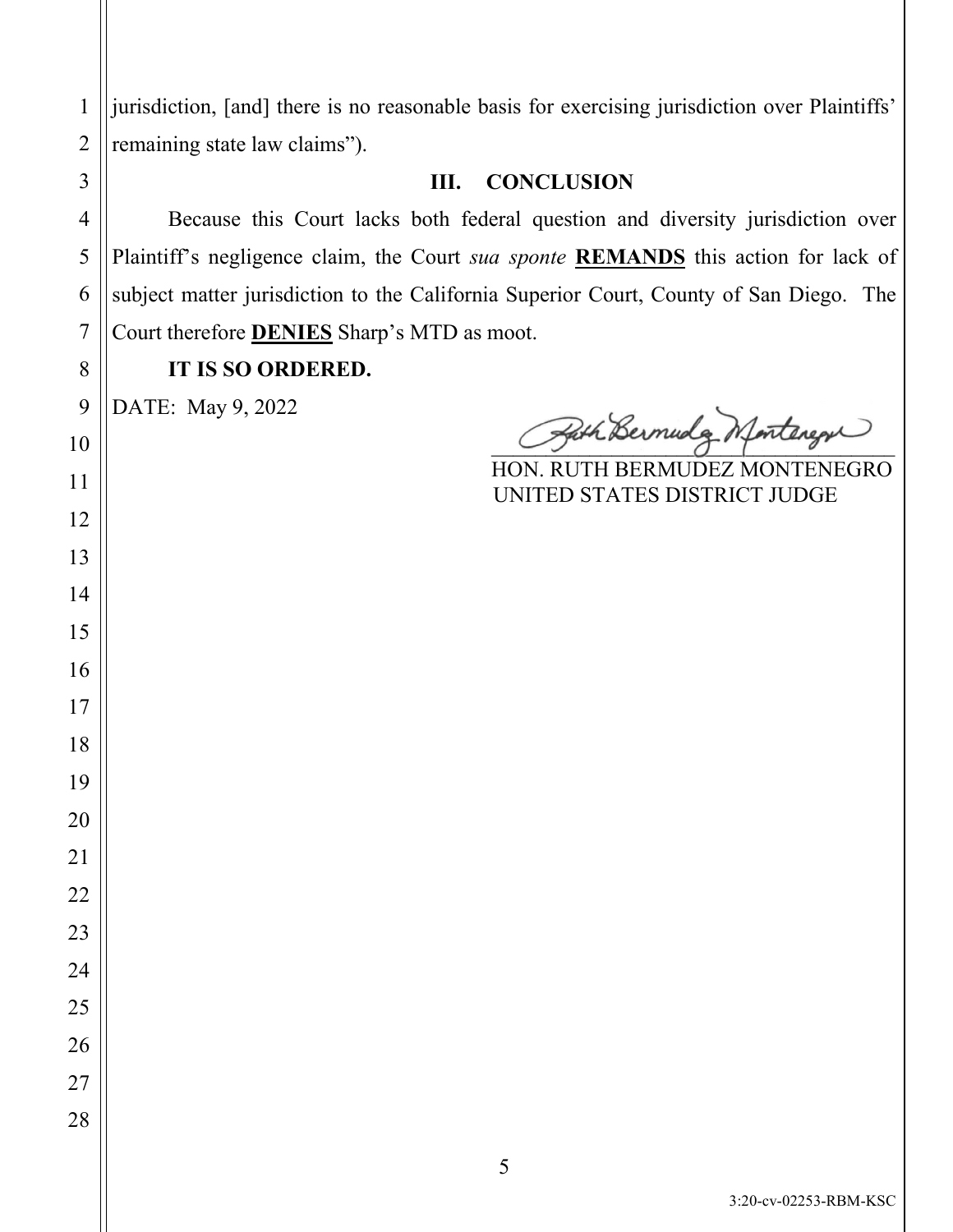jurisdiction, [and] there is no reasonable basis for exercising jurisdiction over Plaintiffs' remaining state law claims").

## III. CONCLUSION

Because this Court lacks both federal question and diversity jurisdiction over Plaintiff's negligence claim, the Court *sua sponte* **REMANDS** this action for lack of subject matter jurisdiction to the California Superior Court, County of San Diego. The Court therefore **DENIES** Sharp's MTD as moot.

**IT IS SO ORDERED.**

DATE: May 9, 2022

HON. RUTH BERMUDEZ MONTENEGRO
UNITED STATES DISTRICT JUDGE